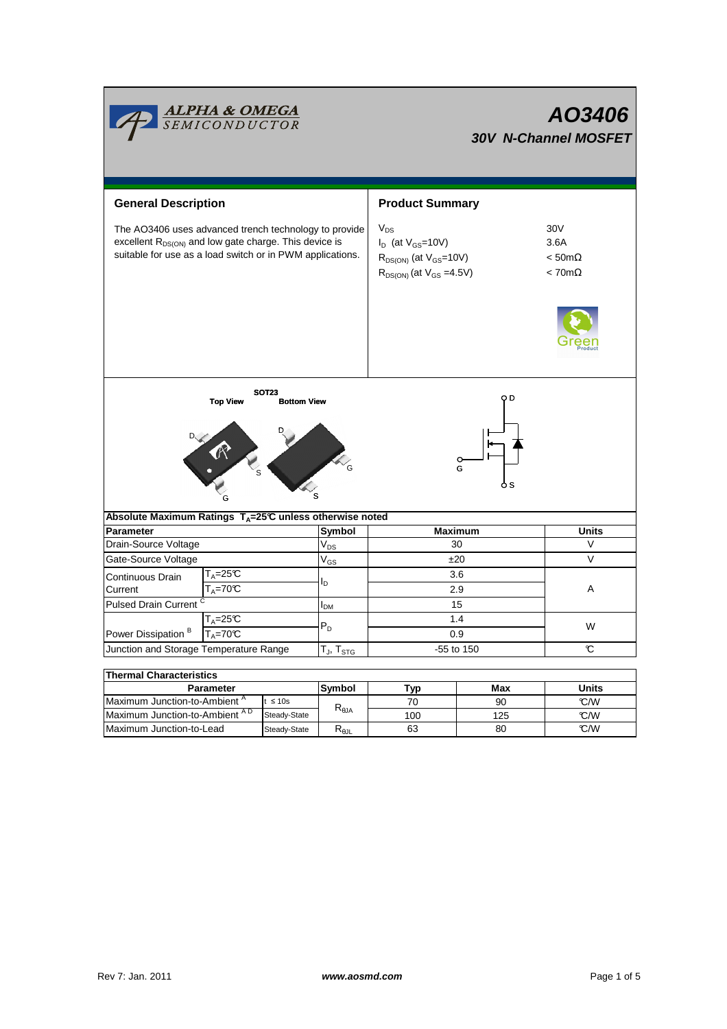ALPHA & OMEGA SEMICONDUCTOR

# AO3406

## 30V N-Channel MOSFET

## General Description

The AO3406 uses advanced trench technology to provide excellent $R_{DS(ON)}$ and low gate charge. This device is suitable for use as a load switch or in PWM applications.

## Product Summary

| | |
|---|---|
| $V_{DS}$ | 30V |
| $I_D$ (at $V_{GS}$=10V) | 3.6A |
| $R_{DS(ON)}$ (at $V_{GS}$=10V) | < 50mΩ |
| $R_{DS(ON)}$ (at $V_{GS}$ =4.5V) | < 70mΩ |

SOT23

Top View　Bottom View

### Absolute Maximum Ratings $T_A$=25°C unless otherwise noted

| Parameter | | Symbol | Maximum | Units |
|---|---|---|---|---|
| Drain-Source Voltage | | $V_{DS}$ | 30 | V |
| Gate-Source Voltage | | $V_{GS}$ | ±20 | V |
| Continuous Drain Current | $T_A$=25°C | $I_D$ | 3.6 | A |
| | $T_A$=70°C | | 2.9 | |
| Pulsed Drain Current [C] | | $I_{DM}$ | 15 | |
| Power Dissipation [B] | $T_A$=25°C | $P_D$ | 1.4 | W |
| | $T_A$=70°C | | 0.9 | |
| Junction and Storage Temperature Range | | $T_J$, $T_{STG}$ | -55 to 150 | °C |

### Thermal Characteristics

| Parameter | | Symbol | Typ | Max | Units |
|---|---|---|---|---|---|
| Maximum Junction-to-Ambient [A] | t ≤ 10s | $R_{\theta JA}$ | 70 | 90 | °C/W |
| Maximum Junction-to-Ambient [A D] | Steady-State | | 100 | 125 | °C/W |
| Maximum Junction-to-Lead | Steady-State | $R_{\theta JL}$ | 63 | 80 | °C/W |

Rev 7: Jan. 2011　　www.aosmd.com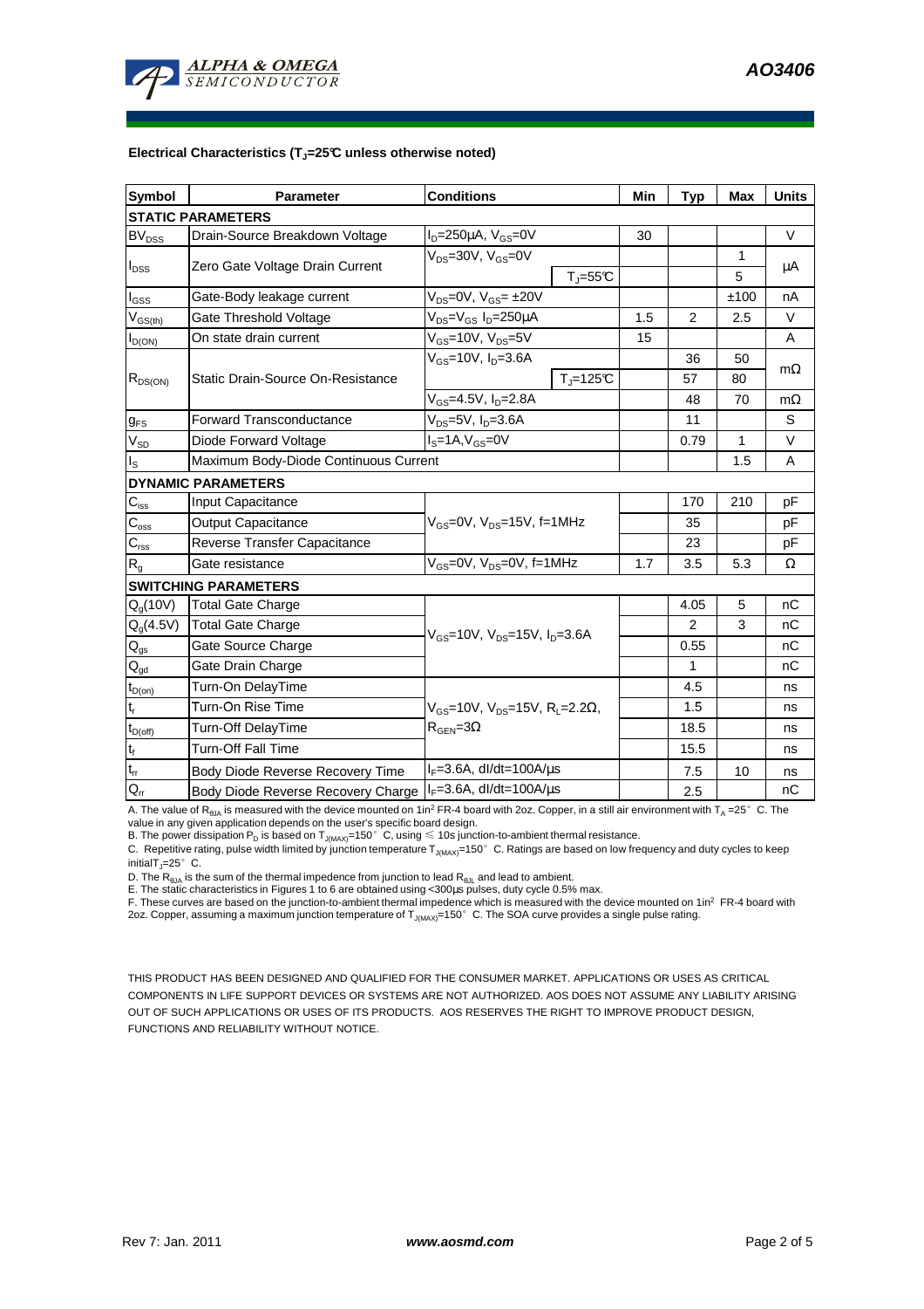**Electrical Characteristics ($T_J$=25°C unless otherwise noted)**

| Symbol | Parameter | Conditions | | Min | Typ | Max | Units |
|---|---|---|---|---|---|---|---|
| **STATIC PARAMETERS** | | | | | | | |
| $BV_{DSS}$ | Drain-Source Breakdown Voltage | $I_D$=250µA, $V_{GS}$=0V | | 30 | | | V |
| $I_{DSS}$ | Zero Gate Voltage Drain Current | $V_{DS}$=30V, $V_{GS}$=0V | | | | 1 | µA |
| | | | $T_J$=55°C | | | 5 | |
| $I_{GSS}$ | Gate-Body leakage current | $V_{DS}$=0V, $V_{GS}$= ±20V | | | | ±100 | nA |
| $V_{GS(th)}$ | Gate Threshold Voltage | $V_{DS}$=$V_{GS}$ $I_D$=250µA | | 1.5 | 2 | 2.5 | V |
| $I_{D(ON)}$ | On state drain current | $V_{GS}$=10V, $V_{DS}$=5V | | 15 | | | A |
| $R_{DS(ON)}$ | Static Drain-Source On-Resistance | $V_{GS}$=10V, $I_D$=3.6A | | | 36 | 50 | mΩ |
| | | | $T_J$=125°C | | 57 | 80 | |
| | | $V_{GS}$=4.5V, $I_D$=2.8A | | | 48 | 70 | mΩ |
| $g_{FS}$ | Forward Transconductance | $V_{DS}$=5V, $I_D$=3.6A | | | 11 | | S |
| $V_{SD}$ | Diode Forward Voltage | $I_S$=1A,$V_{GS}$=0V | | | 0.79 | 1 | V |
| $I_S$ | Maximum Body-Diode Continuous Current | | | | | 1.5 | A |
| **DYNAMIC PARAMETERS** | | | | | | | |
| $C_{iss}$ | Input Capacitance | $V_{GS}$=0V, $V_{DS}$=15V, f=1MHz | | | 170 | 210 | pF |
| $C_{oss}$ | Output Capacitance | | | | 35 | | pF |
| $C_{rss}$ | Reverse Transfer Capacitance | | | | 23 | | pF |
| $R_g$ | Gate resistance | $V_{GS}$=0V, $V_{DS}$=0V, f=1MHz | | 1.7 | 3.5 | 5.3 | Ω |
| **SWITCHING PARAMETERS** | | | | | | | |
| $Q_g$(10V) | Total Gate Charge | $V_{GS}$=10V, $V_{DS}$=15V, $I_D$=3.6A | | | 4.05 | 5 | nC |
| $Q_g$(4.5V) | Total Gate Charge | | | | 2 | 3 | nC |
| $Q_{gs}$ | Gate Source Charge | | | | 0.55 | | nC |
| $Q_{gd}$ | Gate Drain Charge | | | | 1 | | nC |
| $t_{D(on)}$ | Turn-On DelayTime | $V_{GS}$=10V, $V_{DS}$=15V, $R_L$=2.2Ω, $R_{GEN}$=3Ω | | | 4.5 | | ns |
| $t_r$ | Turn-On Rise Time | | | | 1.5 | | ns |
| $t_{D(off)}$ | Turn-Off DelayTime | | | | 18.5 | | ns |
| $t_f$ | Turn-Off Fall Time | | | | 15.5 | | ns |
| $t_{rr}$ | Body Diode Reverse Recovery Time | $I_F$=3.6A, dI/dt=100A/µs | | | 7.5 | 10 | ns |
| $Q_{rr}$ | Body Diode Reverse Recovery Charge | $I_F$=3.6A, dI/dt=100A/µs | | | 2.5 | | nC |

A. The value of $R_{θJA}$ is measured with the device mounted on 1in² FR-4 board with 2oz. Copper, in a still air environment with $T_A$ =25°C. The value in any given application depends on the user's specific board design.
B. The power dissipation $P_D$ is based on $T_{J(MAX)}$=150°C, using ≤ 10s junction-to-ambient thermal resistance.
C. Repetitive rating, pulse width limited by junction temperature $T_{J(MAX)}$=150°C. Ratings are based on low frequency and duty cycles to keep initial$T_J$=25°C.
D. The $R_{θJA}$ is the sum of the thermal impedence from junction to lead $R_{θJL}$ and lead to ambient.
E. The static characteristics in Figures 1 to 6 are obtained using <300µs pulses, duty cycle 0.5% max.
F. These curves are based on the junction-to-ambient thermal impedence which is measured with the device mounted on 1in² FR-4 board with 2oz. Copper, assuming a maximum junction temperature of $T_{J(MAX)}$=150°C. The SOA curve provides a single pulse rating.

THIS PRODUCT HAS BEEN DESIGNED AND QUALIFIED FOR THE CONSUMER MARKET. APPLICATIONS OR USES AS CRITICAL COMPONENTS IN LIFE SUPPORT DEVICES OR SYSTEMS ARE NOT AUTHORIZED. AOS DOES NOT ASSUME ANY LIABILITY ARISING OUT OF SUCH APPLICATIONS OR USES OF ITS PRODUCTS. AOS RESERVES THE RIGHT TO IMPROVE PRODUCT DESIGN, FUNCTIONS AND RELIABILITY WITHOUT NOTICE.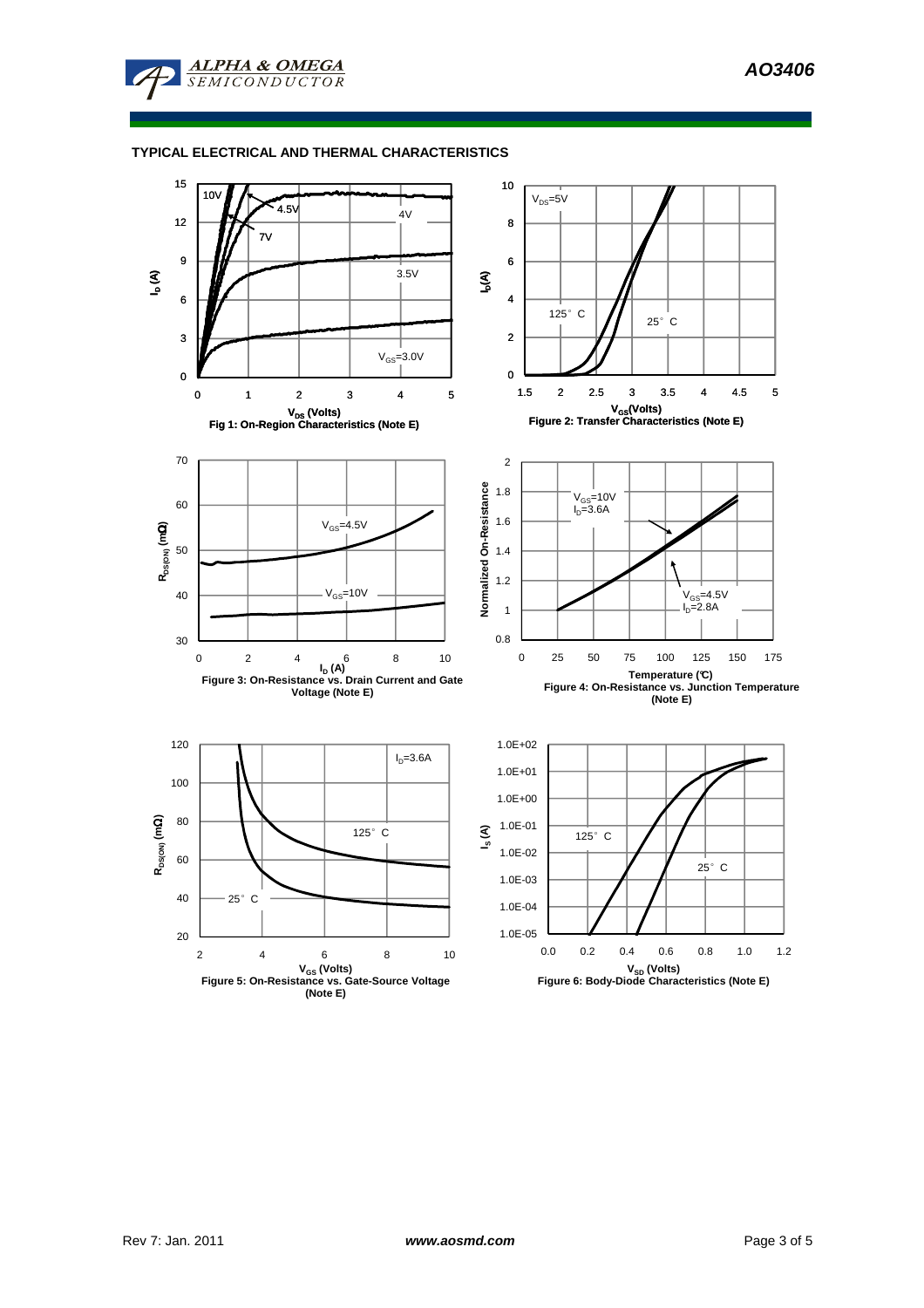## TYPICAL ELECTRICAL AND THERMAL CHARACTERISTICS

Fig 1: On-Region Characteristics (Note E)

Figure 2: Transfer Characteristics (Note E)

Figure 3: On-Resistance vs. Drain Current and Gate Voltage (Note E)

Figure 4: On-Resistance vs. Junction Temperature (Note E)

Figure 5: On-Resistance vs. Gate-Source Voltage (Note E)

Figure 6: Body-Diode Characteristics (Note E)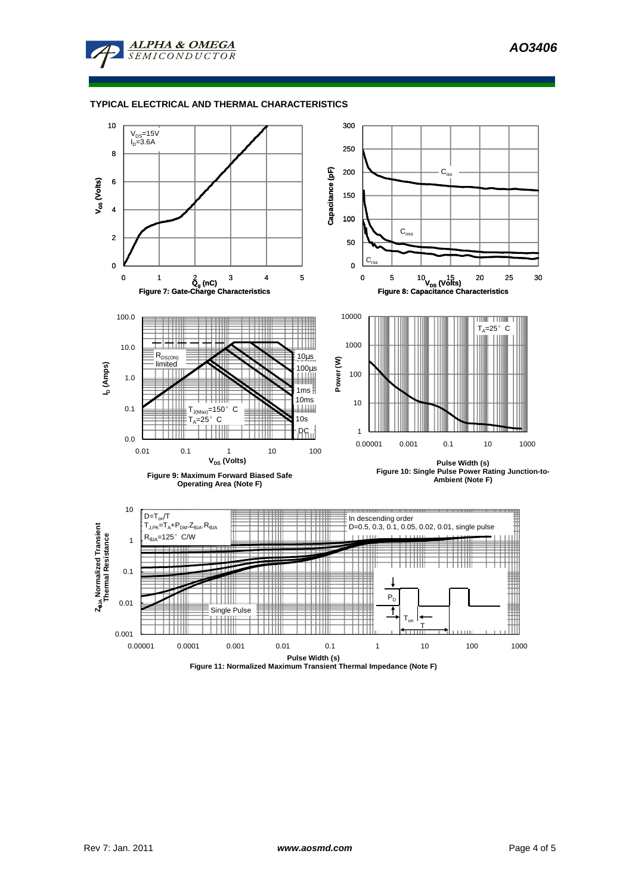## TYPICAL ELECTRICAL AND THERMAL CHARACTERISTICS

$V_{DS}$=15V
$I_D$=3.6A

$V_{GS}$ (Volts)

$Q_g$ (nC)

Figure 7: Gate-Charge Characteristics

Capacitance (pF)

$C_{iss}$

$C_{oss}$

$C_{rss}$

$V_{DS}$ (Volts)

Figure 8: Capacitance Characteristics

$I_D$ (Amps)

$R_{DS(ON)}$ limited

10µs

100µs

1ms

10ms

10s

DC

$T_{J(Max)}$=150° C
$T_A$=25° C

$V_{DS}$ (Volts)

Figure 9: Maximum Forward Biased Safe Operating Area (Note F)

Power (W)

$T_A$=25° C

Pulse Width (s)

Figure 10: Single Pulse Power Rating Junction-to-Ambient (Note F)

$Z_{\theta JA}$ Normalized Transient Thermal Resistance

$D=T_{on}/T$
$T_{J,PK}=T_A+P_{DM}.Z_{\theta JA}.R_{\theta JA}$
$R_{\theta JA}$=125° C/W

In descending order
D=0.5, 0.3, 0.1, 0.05, 0.02, 0.01, single pulse

Single Pulse

$P_D$

$T_{on}$

T

Pulse Width (s)

Figure 11: Normalized Maximum Transient Thermal Impedance (Note F)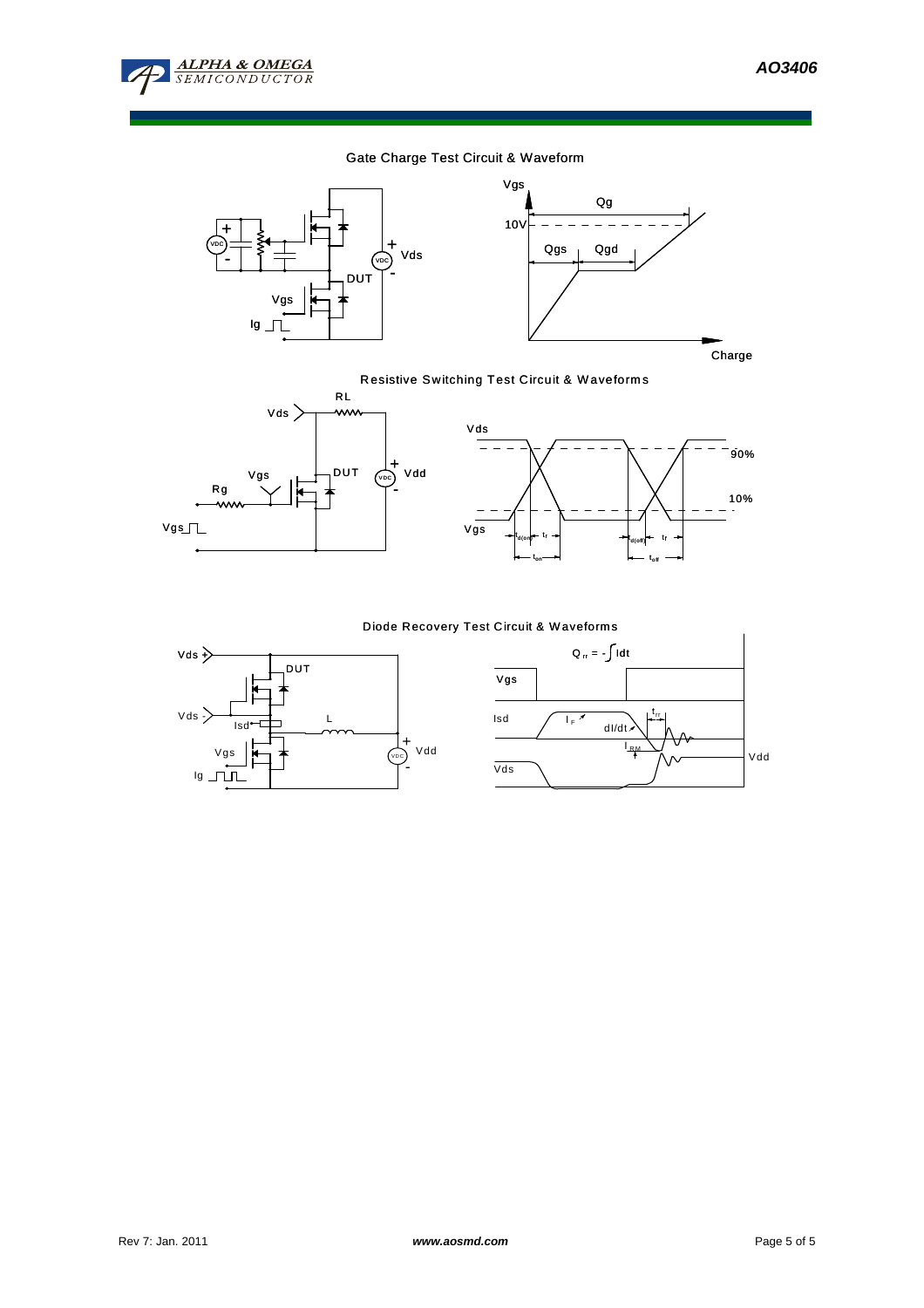## Gate Charge Test Circuit & Waveform

VDC
+
-
Vds
DUT
Vgs
Ig

Vgs
Qg
10V
Qgs
Qgd
Charge

## Resistive Switching Test Circuit & Waveforms

RL
Vds
Vgs
Rg
DUT
Vdd
Vgs

Vds
90%
10%
Vgs
$t_{d(on)}$
$t_r$
$t_{on}$
$t_{d(off)}$
$t_f$
$t_{off}$

## Diode Recovery Test Circuit & Waveforms

Vds +
DUT
Vds -
Isd
L
Vgs
Ig
Vdd

$Q_{rr} = -\int Idt$
Vgs
Isd
$I_F$
dI/dt
$t_{rr}$
$I_{RM}$
Vds
Vdd